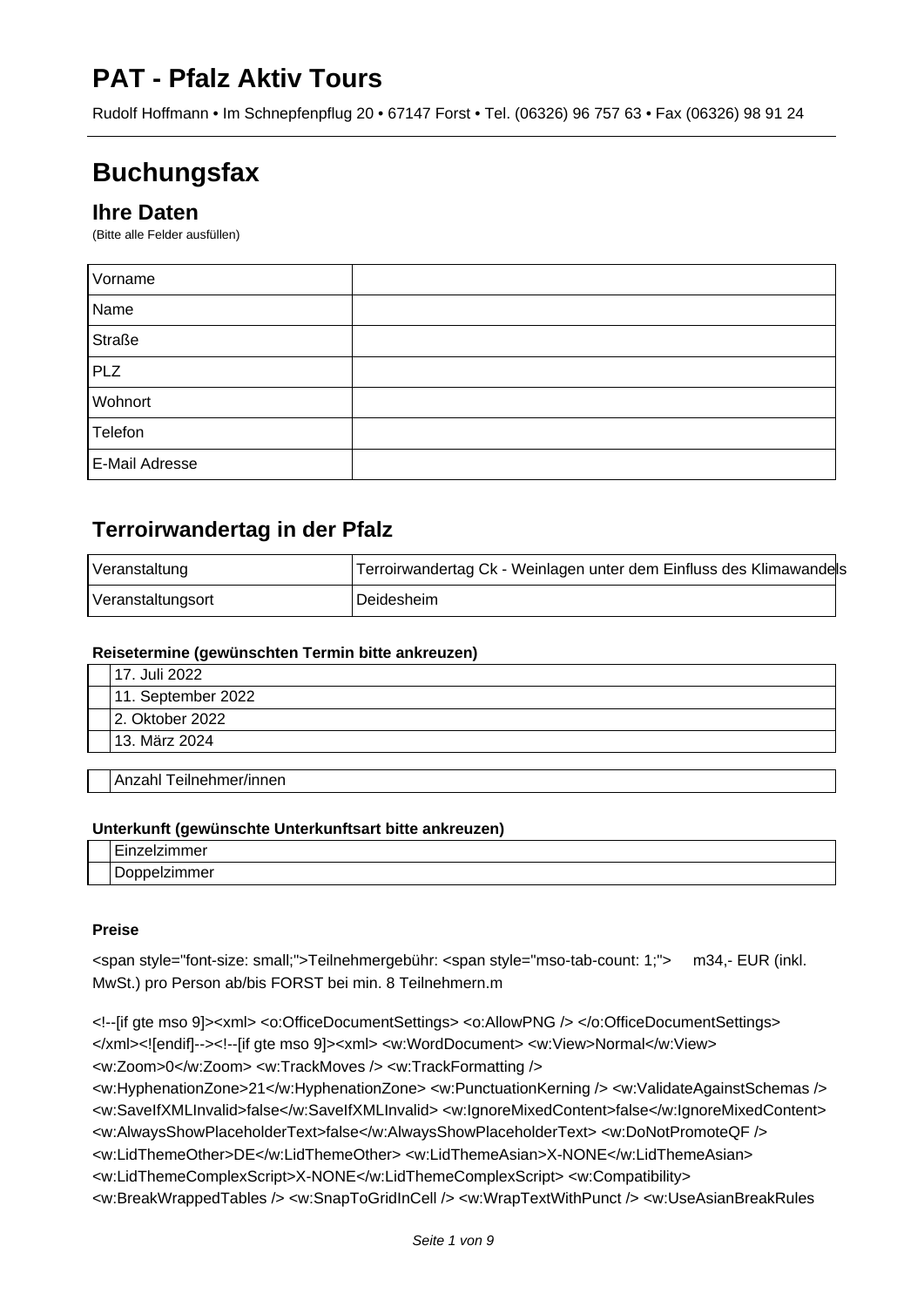# PAT - Pfalz Aktiv Tours

Rudolf Hoffmann • Im Schnepfenpflug 20 • 67147 Forst • Tel. (06326) 96 757 63 • Fax (06326) 98 91 24

# Buchungsfax

## Ihre Daten

(Bitte alle Felder ausfüllen)

| | |
|---|---|
| Vorname | |
| Name | |
| Straße | |
| PLZ | |
| Wohnort | |
| Telefon | |
| E-Mail Adresse | |

## Terroirwandertag in der Pfalz

| | |
|---|---|
| Veranstaltung | Terroirwandertag Ck - Weinlagen unter dem Einfluss des Klimawandels |
| Veranstaltungsort | Deidesheim |

**Reisetermine (gewünschten Termin bitte ankreuzen)**

| | |
|---|---|
| | 17. Juli 2022 |
| | 11. September 2022 |
| | 2. Oktober 2022 |
| | 13. März 2024 |

| | |
|---|---|
| | Anzahl Teilnehmer/innen |

**Unterkunft (gewünschte Unterkunftsart bitte ankreuzen)**

| | |
|---|---|
| | Einzelzimmer |
| | Doppelzimmer |

**Preise**

<span style="font-size: small;">Teilnehmergebühr: <span style="mso-tab-count: 1;">     m34,- EUR (inkl. MwSt.) pro Person ab/bis FORST bei min. 8 Teilnehmern.m

<!--[if gte mso 9]><xml> <o:OfficeDocumentSettings> <o:AllowPNG /> </o:OfficeDocumentSettings> </xml><![endif]--><!--[if gte mso 9]><xml> <w:WordDocument> <w:View>Normal</w:View> <w:Zoom>0</w:Zoom> <w:TrackMoves /> <w:TrackFormatting /> <w:HyphenationZone>21</w:HyphenationZone> <w:PunctuationKerning /> <w:ValidateAgainstSchemas /> <w:SaveIfXMLInvalid>false</w:SaveIfXMLInvalid> <w:IgnoreMixedContent>false</w:IgnoreMixedContent> <w:AlwaysShowPlaceholderText>false</w:AlwaysShowPlaceholderText> <w:DoNotPromoteQF /> <w:LidThemeOther>DE</w:LidThemeOther> <w:LidThemeAsian>X-NONE</w:LidThemeAsian> <w:LidThemeComplexScript>X-NONE</w:LidThemeComplexScript> <w:Compatibility> <w:BreakWrappedTables /> <w:SnapToGridInCell /> <w:WrapTextWithPunct /> <w:UseAsianBreakRules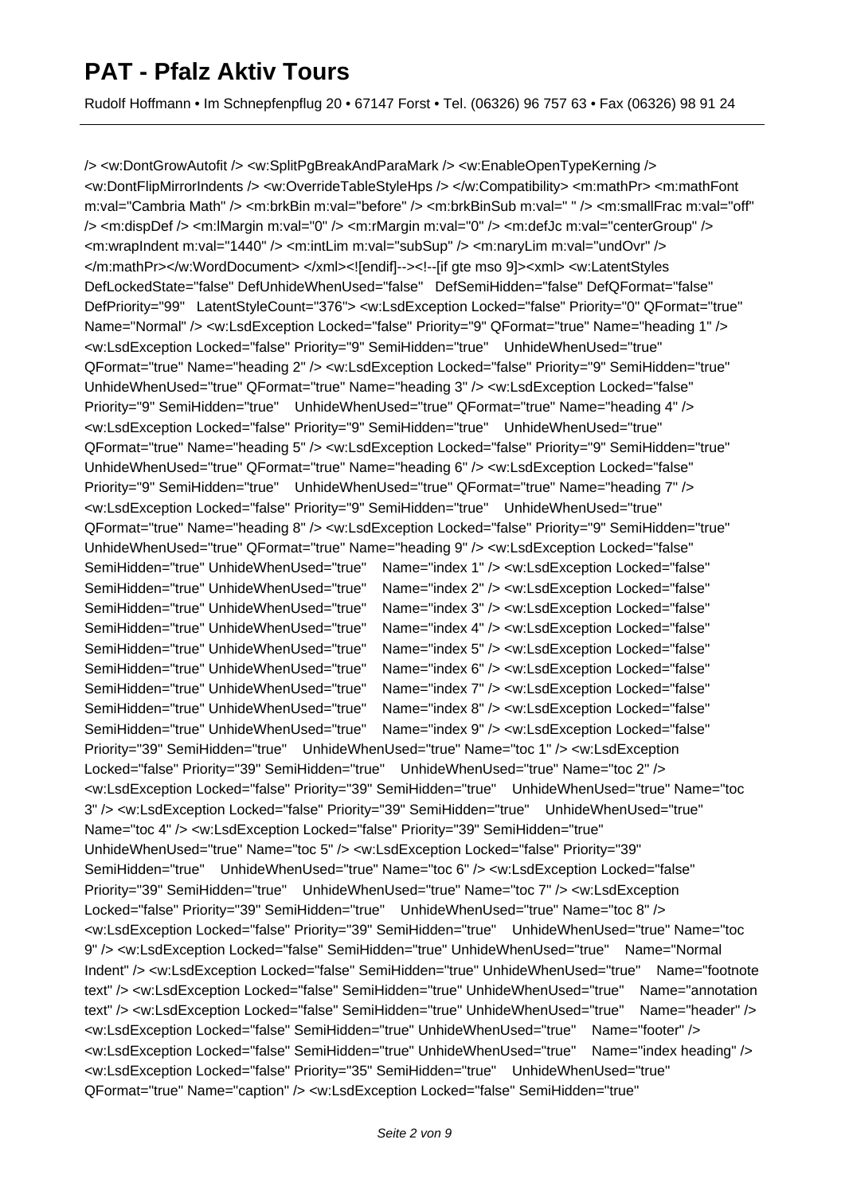/> <w:DontGrowAutofit /> <w:SplitPgBreakAndParaMark /> <w:EnableOpenTypeKerning /> <w:DontFlipMirrorIndents /> <w:OverrideTableStyleHps /> </w:Compatibility> <m:mathPr> <m:mathFont m:val="Cambria Math" /> <m:brkBin m:val="before" /> <m:brkBinSub m:val=" " /> <m:smallFrac m:val="off" /> <m:dispDef /> <m:lMargin m:val="0" /> <m:rMargin m:val="0" /> <m:defJc m:val="centerGroup" /> <m:wrapIndent m:val="1440" /> <m:intLim m:val="subSup" /> <m:naryLim m:val="undOvr" /> </m:mathPr></w:WordDocument> </xml><![endif]--><!--[if gte mso 9]><xml> <w:LatentStyles DefLockedState="false" DefUnhideWhenUsed="false" DefSemiHidden="false" DefQFormat="false" DefPriority="99" LatentStyleCount="376"> <w:LsdException Locked="false" Priority="0" QFormat="true" Name="Normal" /> <w:LsdException Locked="false" Priority="9" QFormat="true" Name="heading 1" /> <w:LsdException Locked="false" Priority="9" SemiHidden="true" UnhideWhenUsed="true" QFormat="true" Name="heading 2" /> <w:LsdException Locked="false" Priority="9" SemiHidden="true" UnhideWhenUsed="true" QFormat="true" Name="heading 3" /> <w:LsdException Locked="false" Priority="9" SemiHidden="true" UnhideWhenUsed="true" QFormat="true" Name="heading 4" /> <w:LsdException Locked="false" Priority="9" SemiHidden="true" UnhideWhenUsed="true" QFormat="true" Name="heading 5" /> <w:LsdException Locked="false" Priority="9" SemiHidden="true" UnhideWhenUsed="true" QFormat="true" Name="heading 6" /> <w:LsdException Locked="false" Priority="9" SemiHidden="true" UnhideWhenUsed="true" QFormat="true" Name="heading 7" /> <w:LsdException Locked="false" Priority="9" SemiHidden="true" UnhideWhenUsed="true" QFormat="true" Name="heading 8" /> <w:LsdException Locked="false" Priority="9" SemiHidden="true" UnhideWhenUsed="true" QFormat="true" Name="heading 9" /> <w:LsdException Locked="false" SemiHidden="true" UnhideWhenUsed="true" Name="index 1" /> <w:LsdException Locked="false" SemiHidden="true" UnhideWhenUsed="true" Name="index 2" /> <w:LsdException Locked="false" SemiHidden="true" UnhideWhenUsed="true" Name="index 3" /> <w:LsdException Locked="false" SemiHidden="true" UnhideWhenUsed="true" Name="index 4" /> <w:LsdException Locked="false" SemiHidden="true" UnhideWhenUsed="true" Name="index 5" /> <w:LsdException Locked="false" SemiHidden="true" UnhideWhenUsed="true" Name="index 6" /> <w:LsdException Locked="false" SemiHidden="true" UnhideWhenUsed="true" Name="index 7" /> <w:LsdException Locked="false" SemiHidden="true" UnhideWhenUsed="true" Name="index 8" /> <w:LsdException Locked="false" SemiHidden="true" UnhideWhenUsed="true" Name="index 9" /> <w:LsdException Locked="false" Priority="39" SemiHidden="true" UnhideWhenUsed="true" Name="toc 1" /> <w:LsdException Locked="false" Priority="39" SemiHidden="true" UnhideWhenUsed="true" Name="toc 2" /> <w:LsdException Locked="false" Priority="39" SemiHidden="true" UnhideWhenUsed="true" Name="toc 3" /> <w:LsdException Locked="false" Priority="39" SemiHidden="true" UnhideWhenUsed="true" Name="toc 4" /> <w:LsdException Locked="false" Priority="39" SemiHidden="true" UnhideWhenUsed="true" Name="toc 5" /> <w:LsdException Locked="false" Priority="39" SemiHidden="true" UnhideWhenUsed="true" Name="toc 6" /> <w:LsdException Locked="false" Priority="39" SemiHidden="true" UnhideWhenUsed="true" Name="toc 7" /> <w:LsdException Locked="false" Priority="39" SemiHidden="true" UnhideWhenUsed="true" Name="toc 8" /> <w:LsdException Locked="false" Priority="39" SemiHidden="true" UnhideWhenUsed="true" Name="toc 9" /> <w:LsdException Locked="false" SemiHidden="true" UnhideWhenUsed="true" Name="Normal Indent" /> <w:LsdException Locked="false" SemiHidden="true" UnhideWhenUsed="true" Name="footnote text" /> <w:LsdException Locked="false" SemiHidden="true" UnhideWhenUsed="true" Name="annotation text" /> <w:LsdException Locked="false" SemiHidden="true" UnhideWhenUsed="true" Name="header" /> <w:LsdException Locked="false" SemiHidden="true" UnhideWhenUsed="true" Name="footer" /> <w:LsdException Locked="false" SemiHidden="true" UnhideWhenUsed="true" Name="index heading" /> <w:LsdException Locked="false" Priority="35" SemiHidden="true" UnhideWhenUsed="true" QFormat="true" Name="caption" /> <w:LsdException Locked="false" SemiHidden="true"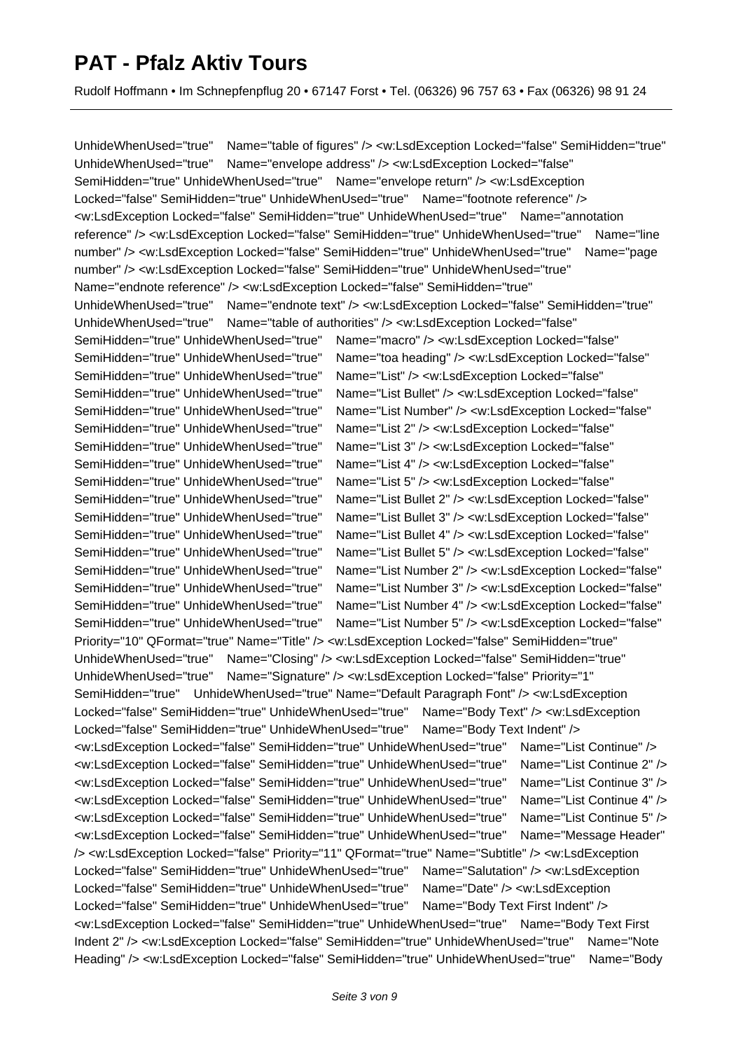UnhideWhenUsed="true"    Name="table of figures" /> <w:LsdException Locked="false" SemiHidden="true" UnhideWhenUsed="true"    Name="envelope address" /> <w:LsdException Locked="false" SemiHidden="true" UnhideWhenUsed="true"    Name="envelope return" /> <w:LsdException Locked="false" SemiHidden="true" UnhideWhenUsed="true"    Name="footnote reference" /> <w:LsdException Locked="false" SemiHidden="true" UnhideWhenUsed="true"    Name="annotation reference" /> <w:LsdException Locked="false" SemiHidden="true" UnhideWhenUsed="true"    Name="line number" /> <w:LsdException Locked="false" SemiHidden="true" UnhideWhenUsed="true"    Name="page number" /> <w:LsdException Locked="false" SemiHidden="true" UnhideWhenUsed="true"    Name="endnote reference" /> <w:LsdException Locked="false" SemiHidden="true" UnhideWhenUsed="true"    Name="endnote text" /> <w:LsdException Locked="false" SemiHidden="true" UnhideWhenUsed="true"    Name="table of authorities" /> <w:LsdException Locked="false" SemiHidden="true" UnhideWhenUsed="true"    Name="macro" /> <w:LsdException Locked="false" SemiHidden="true" UnhideWhenUsed="true"    Name="toa heading" /> <w:LsdException Locked="false" SemiHidden="true" UnhideWhenUsed="true"    Name="List" /> <w:LsdException Locked="false" SemiHidden="true" UnhideWhenUsed="true"    Name="List Bullet" /> <w:LsdException Locked="false" SemiHidden="true" UnhideWhenUsed="true"    Name="List Number" /> <w:LsdException Locked="false" SemiHidden="true" UnhideWhenUsed="true"    Name="List 2" /> <w:LsdException Locked="false" SemiHidden="true" UnhideWhenUsed="true"    Name="List 3" /> <w:LsdException Locked="false" SemiHidden="true" UnhideWhenUsed="true"    Name="List 4" /> <w:LsdException Locked="false" SemiHidden="true" UnhideWhenUsed="true"    Name="List 5" /> <w:LsdException Locked="false" SemiHidden="true" UnhideWhenUsed="true"    Name="List Bullet 2" /> <w:LsdException Locked="false" SemiHidden="true" UnhideWhenUsed="true"    Name="List Bullet 3" /> <w:LsdException Locked="false" SemiHidden="true" UnhideWhenUsed="true"    Name="List Bullet 4" /> <w:LsdException Locked="false" SemiHidden="true" UnhideWhenUsed="true"    Name="List Bullet 5" /> <w:LsdException Locked="false" SemiHidden="true" UnhideWhenUsed="true"    Name="List Number 2" /> <w:LsdException Locked="false" SemiHidden="true" UnhideWhenUsed="true"    Name="List Number 3" /> <w:LsdException Locked="false" SemiHidden="true" UnhideWhenUsed="true"    Name="List Number 4" /> <w:LsdException Locked="false" SemiHidden="true" UnhideWhenUsed="true"    Name="List Number 5" /> <w:LsdException Locked="false" Priority="10" QFormat="true" Name="Title" /> <w:LsdException Locked="false" SemiHidden="true" UnhideWhenUsed="true"    Name="Closing" /> <w:LsdException Locked="false" SemiHidden="true" UnhideWhenUsed="true"    Name="Signature" /> <w:LsdException Locked="false" Priority="1" SemiHidden="true"    UnhideWhenUsed="true" Name="Default Paragraph Font" /> <w:LsdException Locked="false" SemiHidden="true" UnhideWhenUsed="true"    Name="Body Text" /> <w:LsdException Locked="false" SemiHidden="true" UnhideWhenUsed="true"    Name="Body Text Indent" /> <w:LsdException Locked="false" SemiHidden="true" UnhideWhenUsed="true"    Name="List Continue" /> <w:LsdException Locked="false" SemiHidden="true" UnhideWhenUsed="true"    Name="List Continue 2" /> <w:LsdException Locked="false" SemiHidden="true" UnhideWhenUsed="true"    Name="List Continue 3" /> <w:LsdException Locked="false" SemiHidden="true" UnhideWhenUsed="true"    Name="List Continue 4" /> <w:LsdException Locked="false" SemiHidden="true" UnhideWhenUsed="true"    Name="List Continue 5" /> <w:LsdException Locked="false" SemiHidden="true" UnhideWhenUsed="true"    Name="Message Header" /> <w:LsdException Locked="false" Priority="11" QFormat="true" Name="Subtitle" /> <w:LsdException Locked="false" SemiHidden="true" UnhideWhenUsed="true"    Name="Salutation" /> <w:LsdException Locked="false" SemiHidden="true" UnhideWhenUsed="true"    Name="Date" /> <w:LsdException Locked="false" SemiHidden="true" UnhideWhenUsed="true"    Name="Body Text First Indent" /> <w:LsdException Locked="false" SemiHidden="true" UnhideWhenUsed="true"    Name="Body Text First Indent 2" /> <w:LsdException Locked="false" SemiHidden="true" UnhideWhenUsed="true"    Name="Note Heading" /> <w:LsdException Locked="false" SemiHidden="true" UnhideWhenUsed="true"    Name="Body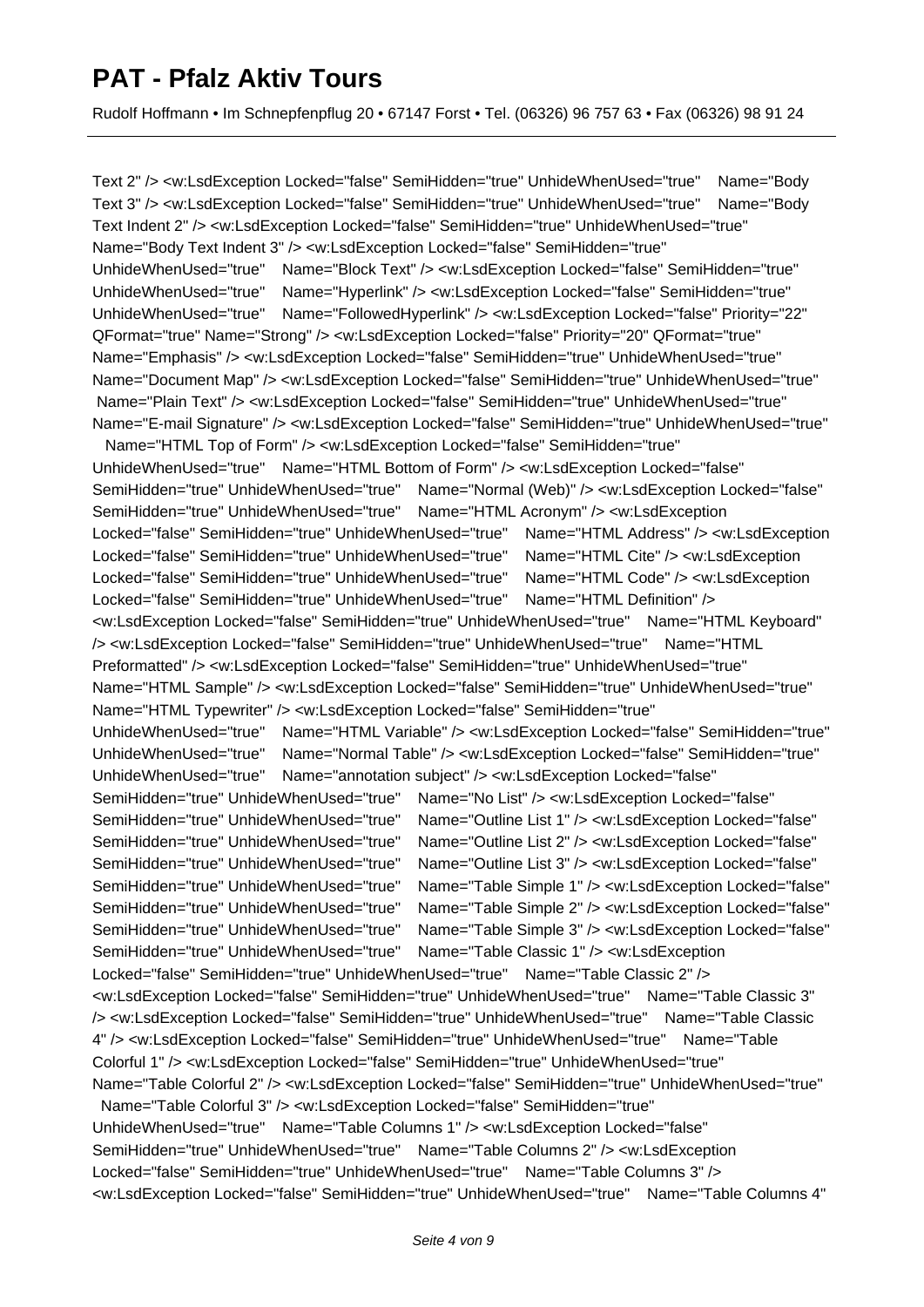Text 2" /> <w:LsdException Locked="false" SemiHidden="true" UnhideWhenUsed="true" Name="Body Text 3" /> <w:LsdException Locked="false" SemiHidden="true" UnhideWhenUsed="true" Name="Body Text Indent 2" /> <w:LsdException Locked="false" SemiHidden="true" UnhideWhenUsed="true" Name="Body Text Indent 3" /> <w:LsdException Locked="false" SemiHidden="true" UnhideWhenUsed="true" Name="Block Text" /> <w:LsdException Locked="false" SemiHidden="true" UnhideWhenUsed="true" Name="Hyperlink" /> <w:LsdException Locked="false" SemiHidden="true" UnhideWhenUsed="true" Name="FollowedHyperlink" /> <w:LsdException Locked="false" Priority="22" QFormat="true" Name="Strong" /> <w:LsdException Locked="false" Priority="20" QFormat="true" Name="Emphasis" /> <w:LsdException Locked="false" SemiHidden="true" UnhideWhenUsed="true" Name="Document Map" /> <w:LsdException Locked="false" SemiHidden="true" UnhideWhenUsed="true" Name="Plain Text" /> <w:LsdException Locked="false" SemiHidden="true" UnhideWhenUsed="true" Name="E-mail Signature" /> <w:LsdException Locked="false" SemiHidden="true" UnhideWhenUsed="true" Name="HTML Top of Form" /> <w:LsdException Locked="false" SemiHidden="true" UnhideWhenUsed="true" Name="HTML Bottom of Form" /> <w:LsdException Locked="false" SemiHidden="true" UnhideWhenUsed="true" Name="Normal (Web)" /> <w:LsdException Locked="false" SemiHidden="true" UnhideWhenUsed="true" Name="HTML Acronym" /> <w:LsdException Locked="false" SemiHidden="true" UnhideWhenUsed="true" Name="HTML Address" /> <w:LsdException Locked="false" SemiHidden="true" UnhideWhenUsed="true" Name="HTML Cite" /> <w:LsdException Locked="false" SemiHidden="true" UnhideWhenUsed="true" Name="HTML Code" /> <w:LsdException Locked="false" SemiHidden="true" UnhideWhenUsed="true" Name="HTML Definition" /> <w:LsdException Locked="false" SemiHidden="true" UnhideWhenUsed="true" Name="HTML Keyboard" /> <w:LsdException Locked="false" SemiHidden="true" UnhideWhenUsed="true" Name="HTML Preformatted" /> <w:LsdException Locked="false" SemiHidden="true" UnhideWhenUsed="true" Name="HTML Sample" /> <w:LsdException Locked="false" SemiHidden="true" UnhideWhenUsed="true" Name="HTML Typewriter" /> <w:LsdException Locked="false" SemiHidden="true" UnhideWhenUsed="true" Name="HTML Variable" /> <w:LsdException Locked="false" SemiHidden="true" UnhideWhenUsed="true" Name="Normal Table" /> <w:LsdException Locked="false" SemiHidden="true" UnhideWhenUsed="true" Name="annotation subject" /> <w:LsdException Locked="false" SemiHidden="true" UnhideWhenUsed="true" Name="No List" /> <w:LsdException Locked="false" SemiHidden="true" UnhideWhenUsed="true" Name="Outline List 1" /> <w:LsdException Locked="false" SemiHidden="true" UnhideWhenUsed="true" Name="Outline List 2" /> <w:LsdException Locked="false" SemiHidden="true" UnhideWhenUsed="true" Name="Outline List 3" /> <w:LsdException Locked="false" SemiHidden="true" UnhideWhenUsed="true" Name="Table Simple 1" /> <w:LsdException Locked="false" SemiHidden="true" UnhideWhenUsed="true" Name="Table Simple 2" /> <w:LsdException Locked="false" SemiHidden="true" UnhideWhenUsed="true" Name="Table Simple 3" /> <w:LsdException Locked="false" SemiHidden="true" UnhideWhenUsed="true" Name="Table Classic 1" /> <w:LsdException Locked="false" SemiHidden="true" UnhideWhenUsed="true" Name="Table Classic 2" /> <w:LsdException Locked="false" SemiHidden="true" UnhideWhenUsed="true" Name="Table Classic 3" /> <w:LsdException Locked="false" SemiHidden="true" UnhideWhenUsed="true" Name="Table Classic 4" /> <w:LsdException Locked="false" SemiHidden="true" UnhideWhenUsed="true" Name="Table Colorful 1" /> <w:LsdException Locked="false" SemiHidden="true" UnhideWhenUsed="true" Name="Table Colorful 2" /> <w:LsdException Locked="false" SemiHidden="true" UnhideWhenUsed="true" Name="Table Colorful 3" /> <w:LsdException Locked="false" SemiHidden="true" UnhideWhenUsed="true" Name="Table Columns 1" /> <w:LsdException Locked="false" SemiHidden="true" UnhideWhenUsed="true" Name="Table Columns 2" /> <w:LsdException Locked="false" SemiHidden="true" UnhideWhenUsed="true" Name="Table Columns 3" /> <w:LsdException Locked="false" SemiHidden="true" UnhideWhenUsed="true" Name="Table Columns 4"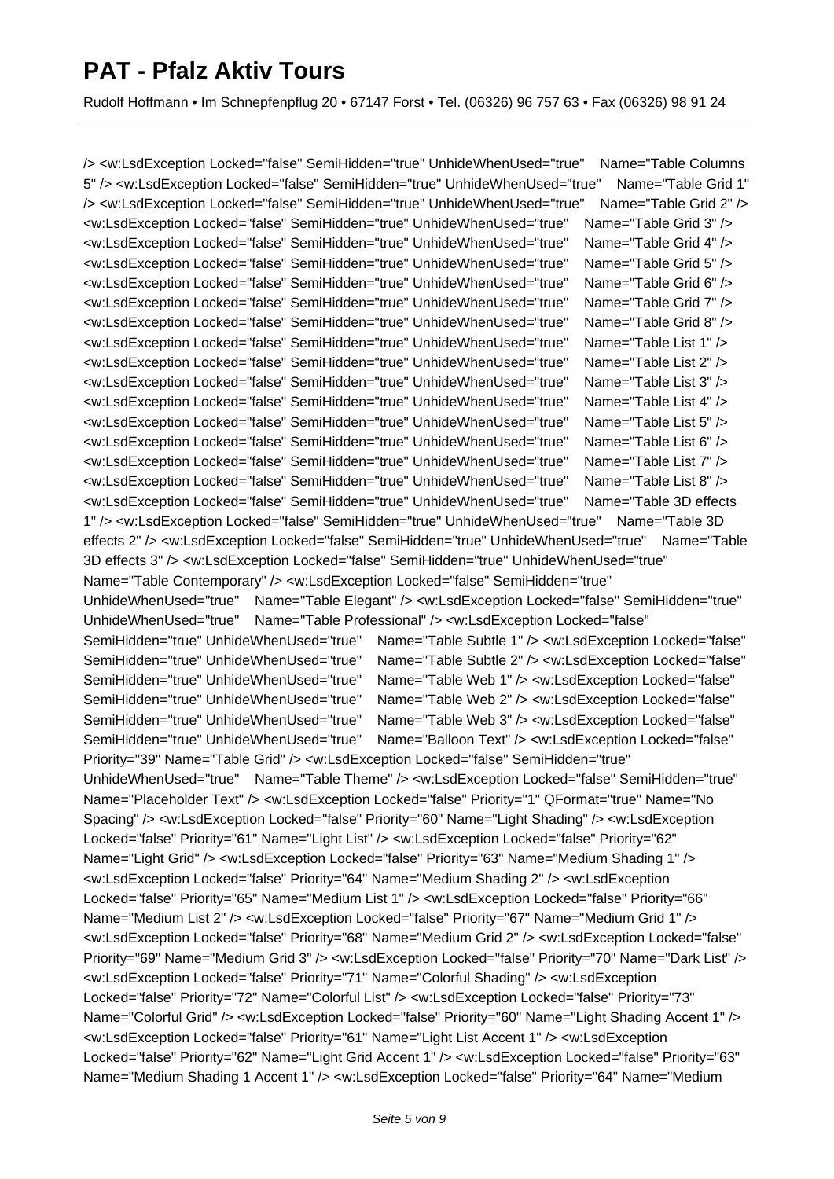/> <w:LsdException Locked="false" SemiHidden="true" UnhideWhenUsed="true" Name="Table Columns 5" /> <w:LsdException Locked="false" SemiHidden="true" UnhideWhenUsed="true" Name="Table Grid 1" /> <w:LsdException Locked="false" SemiHidden="true" UnhideWhenUsed="true" Name="Table Grid 2" /> <w:LsdException Locked="false" SemiHidden="true" UnhideWhenUsed="true" Name="Table Grid 3" /> <w:LsdException Locked="false" SemiHidden="true" UnhideWhenUsed="true" Name="Table Grid 4" /> <w:LsdException Locked="false" SemiHidden="true" UnhideWhenUsed="true" Name="Table Grid 5" /> <w:LsdException Locked="false" SemiHidden="true" UnhideWhenUsed="true" Name="Table Grid 6" /> <w:LsdException Locked="false" SemiHidden="true" UnhideWhenUsed="true" Name="Table Grid 7" /> <w:LsdException Locked="false" SemiHidden="true" UnhideWhenUsed="true" Name="Table Grid 8" /> <w:LsdException Locked="false" SemiHidden="true" UnhideWhenUsed="true" Name="Table List 1" /> <w:LsdException Locked="false" SemiHidden="true" UnhideWhenUsed="true" Name="Table List 2" /> <w:LsdException Locked="false" SemiHidden="true" UnhideWhenUsed="true" Name="Table List 3" /> <w:LsdException Locked="false" SemiHidden="true" UnhideWhenUsed="true" Name="Table List 4" /> <w:LsdException Locked="false" SemiHidden="true" UnhideWhenUsed="true" Name="Table List 5" /> <w:LsdException Locked="false" SemiHidden="true" UnhideWhenUsed="true" Name="Table List 6" /> <w:LsdException Locked="false" SemiHidden="true" UnhideWhenUsed="true" Name="Table List 7" /> <w:LsdException Locked="false" SemiHidden="true" UnhideWhenUsed="true" Name="Table List 8" /> <w:LsdException Locked="false" SemiHidden="true" UnhideWhenUsed="true" Name="Table 3D effects 1" /> <w:LsdException Locked="false" SemiHidden="true" UnhideWhenUsed="true" Name="Table 3D effects 2" /> <w:LsdException Locked="false" SemiHidden="true" UnhideWhenUsed="true" Name="Table 3D effects 3" /> <w:LsdException Locked="false" SemiHidden="true" UnhideWhenUsed="true" Name="Table Contemporary" /> <w:LsdException Locked="false" SemiHidden="true" UnhideWhenUsed="true" Name="Table Elegant" /> <w:LsdException Locked="false" SemiHidden="true" UnhideWhenUsed="true" Name="Table Professional" /> <w:LsdException Locked="false" SemiHidden="true" UnhideWhenUsed="true" Name="Table Subtle 1" /> <w:LsdException Locked="false" SemiHidden="true" UnhideWhenUsed="true" Name="Table Subtle 2" /> <w:LsdException Locked="false" SemiHidden="true" UnhideWhenUsed="true" Name="Table Web 1" /> <w:LsdException Locked="false" SemiHidden="true" UnhideWhenUsed="true" Name="Table Web 2" /> <w:LsdException Locked="false" SemiHidden="true" UnhideWhenUsed="true" Name="Table Web 3" /> <w:LsdException Locked="false" SemiHidden="true" UnhideWhenUsed="true" Name="Balloon Text" /> <w:LsdException Locked="false" Priority="39" Name="Table Grid" /> <w:LsdException Locked="false" SemiHidden="true" UnhideWhenUsed="true" Name="Table Theme" /> <w:LsdException Locked="false" SemiHidden="true" Name="Placeholder Text" /> <w:LsdException Locked="false" Priority="1" QFormat="true" Name="No Spacing" /> <w:LsdException Locked="false" Priority="60" Name="Light Shading" /> <w:LsdException Locked="false" Priority="61" Name="Light List" /> <w:LsdException Locked="false" Priority="62" Name="Light Grid" /> <w:LsdException Locked="false" Priority="63" Name="Medium Shading 1" /> <w:LsdException Locked="false" Priority="64" Name="Medium Shading 2" /> <w:LsdException Locked="false" Priority="65" Name="Medium List 1" /> <w:LsdException Locked="false" Priority="66" Name="Medium List 2" /> <w:LsdException Locked="false" Priority="67" Name="Medium Grid 1" /> <w:LsdException Locked="false" Priority="68" Name="Medium Grid 2" /> <w:LsdException Locked="false" Priority="69" Name="Medium Grid 3" /> <w:LsdException Locked="false" Priority="70" Name="Dark List" /> <w:LsdException Locked="false" Priority="71" Name="Colorful Shading" /> <w:LsdException Locked="false" Priority="72" Name="Colorful List" /> <w:LsdException Locked="false" Priority="73" Name="Colorful Grid" /> <w:LsdException Locked="false" Priority="60" Name="Light Shading Accent 1" /> <w:LsdException Locked="false" Priority="61" Name="Light List Accent 1" /> <w:LsdException Locked="false" Priority="62" Name="Light Grid Accent 1" /> <w:LsdException Locked="false" Priority="63" Name="Medium Shading 1 Accent 1" /> <w:LsdException Locked="false" Priority="64" Name="Medium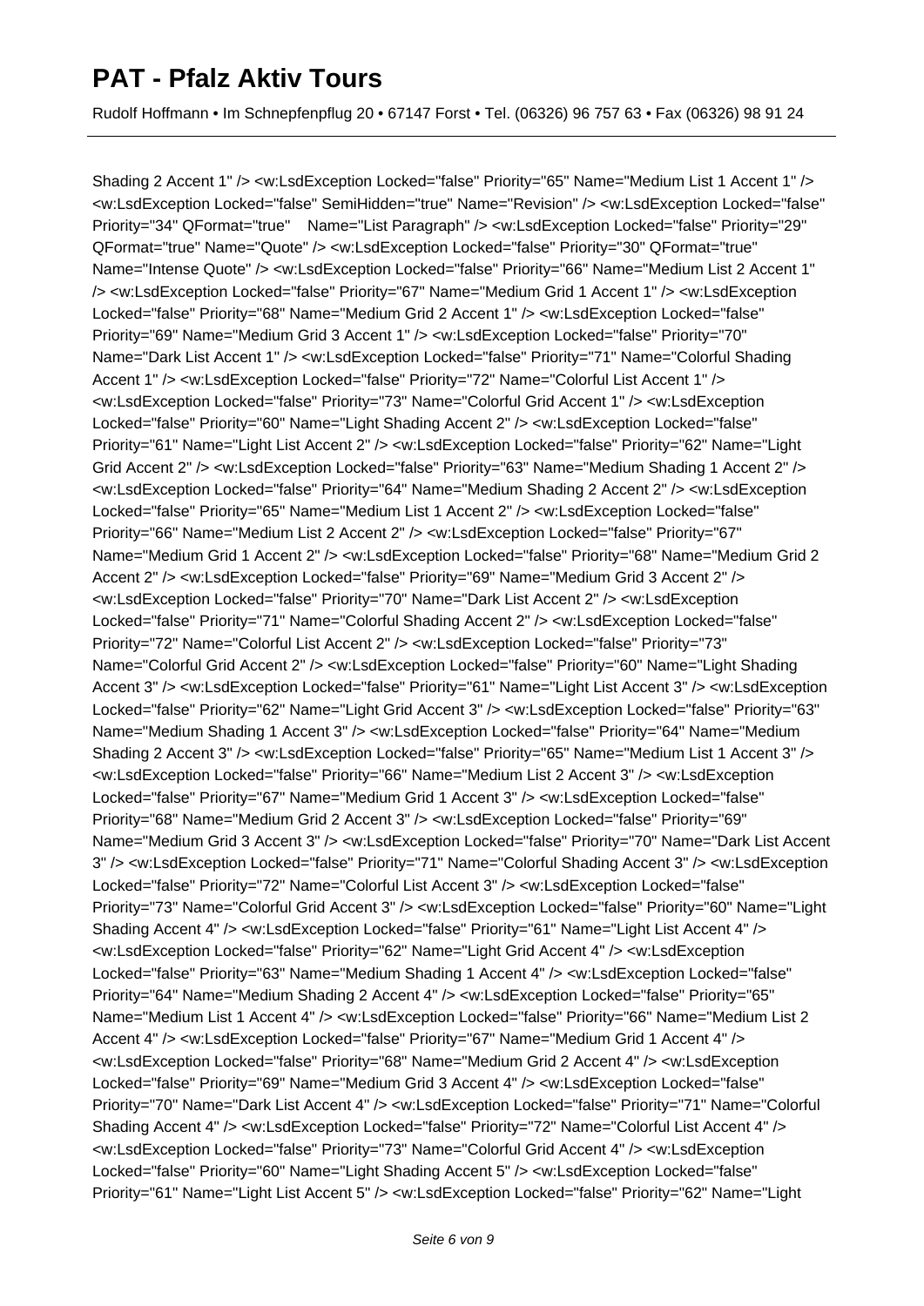Shading 2 Accent 1" /> <w:LsdException Locked="false" Priority="65" Name="Medium List 1 Accent 1" /> <w:LsdException Locked="false" SemiHidden="true" Name="Revision" /> <w:LsdException Locked="false" Priority="34" QFormat="true" Name="List Paragraph" /> <w:LsdException Locked="false" Priority="29" QFormat="true" Name="Quote" /> <w:LsdException Locked="false" Priority="30" QFormat="true" Name="Intense Quote" /> <w:LsdException Locked="false" Priority="66" Name="Medium List 2 Accent 1" /> <w:LsdException Locked="false" Priority="67" Name="Medium Grid 1 Accent 1" /> <w:LsdException Locked="false" Priority="68" Name="Medium Grid 2 Accent 1" /> <w:LsdException Locked="false" Priority="69" Name="Medium Grid 3 Accent 1" /> <w:LsdException Locked="false" Priority="70" Name="Dark List Accent 1" /> <w:LsdException Locked="false" Priority="71" Name="Colorful Shading Accent 1" /> <w:LsdException Locked="false" Priority="72" Name="Colorful List Accent 1" /> <w:LsdException Locked="false" Priority="73" Name="Colorful Grid Accent 1" /> <w:LsdException Locked="false" Priority="60" Name="Light Shading Accent 2" /> <w:LsdException Locked="false" Priority="61" Name="Light List Accent 2" /> <w:LsdException Locked="false" Priority="62" Name="Light Grid Accent 2" /> <w:LsdException Locked="false" Priority="63" Name="Medium Shading 1 Accent 2" /> <w:LsdException Locked="false" Priority="64" Name="Medium Shading 2 Accent 2" /> <w:LsdException Locked="false" Priority="65" Name="Medium List 1 Accent 2" /> <w:LsdException Locked="false" Priority="66" Name="Medium List 2 Accent 2" /> <w:LsdException Locked="false" Priority="67" Name="Medium Grid 1 Accent 2" /> <w:LsdException Locked="false" Priority="68" Name="Medium Grid 2 Accent 2" /> <w:LsdException Locked="false" Priority="69" Name="Medium Grid 3 Accent 2" /> <w:LsdException Locked="false" Priority="70" Name="Dark List Accent 2" /> <w:LsdException Locked="false" Priority="71" Name="Colorful Shading Accent 2" /> <w:LsdException Locked="false" Priority="72" Name="Colorful List Accent 2" /> <w:LsdException Locked="false" Priority="73" Name="Colorful Grid Accent 2" /> <w:LsdException Locked="false" Priority="60" Name="Light Shading Accent 3" /> <w:LsdException Locked="false" Priority="61" Name="Light List Accent 3" /> <w:LsdException Locked="false" Priority="62" Name="Light Grid Accent 3" /> <w:LsdException Locked="false" Priority="63" Name="Medium Shading 1 Accent 3" /> <w:LsdException Locked="false" Priority="64" Name="Medium Shading 2 Accent 3" /> <w:LsdException Locked="false" Priority="65" Name="Medium List 1 Accent 3" /> <w:LsdException Locked="false" Priority="66" Name="Medium List 2 Accent 3" /> <w:LsdException Locked="false" Priority="67" Name="Medium Grid 1 Accent 3" /> <w:LsdException Locked="false" Priority="68" Name="Medium Grid 2 Accent 3" /> <w:LsdException Locked="false" Priority="69" Name="Medium Grid 3 Accent 3" /> <w:LsdException Locked="false" Priority="70" Name="Dark List Accent 3" /> <w:LsdException Locked="false" Priority="71" Name="Colorful Shading Accent 3" /> <w:LsdException Locked="false" Priority="72" Name="Colorful List Accent 3" /> <w:LsdException Locked="false" Priority="73" Name="Colorful Grid Accent 3" /> <w:LsdException Locked="false" Priority="60" Name="Light Shading Accent 4" /> <w:LsdException Locked="false" Priority="61" Name="Light List Accent 4" /> <w:LsdException Locked="false" Priority="62" Name="Light Grid Accent 4" /> <w:LsdException Locked="false" Priority="63" Name="Medium Shading 1 Accent 4" /> <w:LsdException Locked="false" Priority="64" Name="Medium Shading 2 Accent 4" /> <w:LsdException Locked="false" Priority="65" Name="Medium List 1 Accent 4" /> <w:LsdException Locked="false" Priority="66" Name="Medium List 2 Accent 4" /> <w:LsdException Locked="false" Priority="67" Name="Medium Grid 1 Accent 4" /> <w:LsdException Locked="false" Priority="68" Name="Medium Grid 2 Accent 4" /> <w:LsdException Locked="false" Priority="69" Name="Medium Grid 3 Accent 4" /> <w:LsdException Locked="false" Priority="70" Name="Dark List Accent 4" /> <w:LsdException Locked="false" Priority="71" Name="Colorful Shading Accent 4" /> <w:LsdException Locked="false" Priority="72" Name="Colorful List Accent 4" /> <w:LsdException Locked="false" Priority="73" Name="Colorful Grid Accent 4" /> <w:LsdException Locked="false" Priority="60" Name="Light Shading Accent 5" /> <w:LsdException Locked="false" Priority="61" Name="Light List Accent 5" /> <w:LsdException Locked="false" Priority="62" Name="Light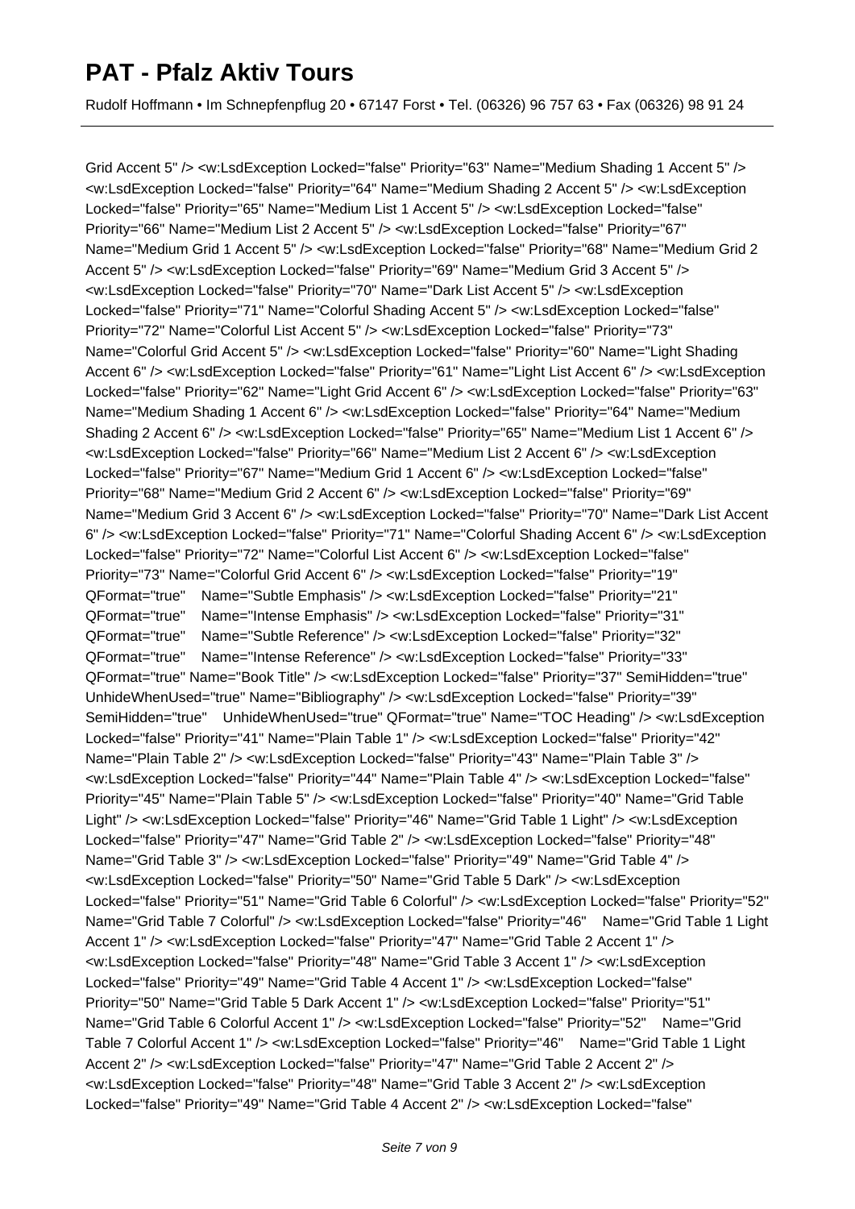Grid Accent 5" /> <w:LsdException Locked="false" Priority="63" Name="Medium Shading 1 Accent 5" /> <w:LsdException Locked="false" Priority="64" Name="Medium Shading 2 Accent 5" /> <w:LsdException Locked="false" Priority="65" Name="Medium List 1 Accent 5" /> <w:LsdException Locked="false" Priority="66" Name="Medium List 2 Accent 5" /> <w:LsdException Locked="false" Priority="67" Name="Medium Grid 1 Accent 5" /> <w:LsdException Locked="false" Priority="68" Name="Medium Grid 2 Accent 5" /> <w:LsdException Locked="false" Priority="69" Name="Medium Grid 3 Accent 5" /> <w:LsdException Locked="false" Priority="70" Name="Dark List Accent 5" /> <w:LsdException Locked="false" Priority="71" Name="Colorful Shading Accent 5" /> <w:LsdException Locked="false" Priority="72" Name="Colorful List Accent 5" /> <w:LsdException Locked="false" Priority="73" Name="Colorful Grid Accent 5" /> <w:LsdException Locked="false" Priority="60" Name="Light Shading Accent 6" /> <w:LsdException Locked="false" Priority="61" Name="Light List Accent 6" /> <w:LsdException Locked="false" Priority="62" Name="Light Grid Accent 6" /> <w:LsdException Locked="false" Priority="63" Name="Medium Shading 1 Accent 6" /> <w:LsdException Locked="false" Priority="64" Name="Medium Shading 2 Accent 6" /> <w:LsdException Locked="false" Priority="65" Name="Medium List 1 Accent 6" /> <w:LsdException Locked="false" Priority="66" Name="Medium List 2 Accent 6" /> <w:LsdException Locked="false" Priority="67" Name="Medium Grid 1 Accent 6" /> <w:LsdException Locked="false" Priority="68" Name="Medium Grid 2 Accent 6" /> <w:LsdException Locked="false" Priority="69" Name="Medium Grid 3 Accent 6" /> <w:LsdException Locked="false" Priority="70" Name="Dark List Accent 6" /> <w:LsdException Locked="false" Priority="71" Name="Colorful Shading Accent 6" /> <w:LsdException Locked="false" Priority="72" Name="Colorful List Accent 6" /> <w:LsdException Locked="false" Priority="73" Name="Colorful Grid Accent 6" /> <w:LsdException Locked="false" Priority="19" QFormat="true" Name="Subtle Emphasis" /> <w:LsdException Locked="false" Priority="21" QFormat="true" Name="Intense Emphasis" /> <w:LsdException Locked="false" Priority="31" QFormat="true" Name="Subtle Reference" /> <w:LsdException Locked="false" Priority="32" QFormat="true" Name="Intense Reference" /> <w:LsdException Locked="false" Priority="33" QFormat="true" Name="Book Title" /> <w:LsdException Locked="false" Priority="37" SemiHidden="true" UnhideWhenUsed="true" Name="Bibliography" /> <w:LsdException Locked="false" Priority="39" SemiHidden="true" UnhideWhenUsed="true" QFormat="true" Name="TOC Heading" /> <w:LsdException Locked="false" Priority="41" Name="Plain Table 1" /> <w:LsdException Locked="false" Priority="42" Name="Plain Table 2" /> <w:LsdException Locked="false" Priority="43" Name="Plain Table 3" /> <w:LsdException Locked="false" Priority="44" Name="Plain Table 4" /> <w:LsdException Locked="false" Priority="45" Name="Plain Table 5" /> <w:LsdException Locked="false" Priority="40" Name="Grid Table Light" /> <w:LsdException Locked="false" Priority="46" Name="Grid Table 1 Light" /> <w:LsdException Locked="false" Priority="47" Name="Grid Table 2" /> <w:LsdException Locked="false" Priority="48" Name="Grid Table 3" /> <w:LsdException Locked="false" Priority="49" Name="Grid Table 4" /> <w:LsdException Locked="false" Priority="50" Name="Grid Table 5 Dark" /> <w:LsdException Locked="false" Priority="51" Name="Grid Table 6 Colorful" /> <w:LsdException Locked="false" Priority="52" Name="Grid Table 7 Colorful" /> <w:LsdException Locked="false" Priority="46" Name="Grid Table 1 Light Accent 1" /> <w:LsdException Locked="false" Priority="47" Name="Grid Table 2 Accent 1" /> <w:LsdException Locked="false" Priority="48" Name="Grid Table 3 Accent 1" /> <w:LsdException Locked="false" Priority="49" Name="Grid Table 4 Accent 1" /> <w:LsdException Locked="false" Priority="50" Name="Grid Table 5 Dark Accent 1" /> <w:LsdException Locked="false" Priority="51" Name="Grid Table 6 Colorful Accent 1" /> <w:LsdException Locked="false" Priority="52" Name="Grid Table 7 Colorful Accent 1" /> <w:LsdException Locked="false" Priority="46" Name="Grid Table 1 Light Accent 2" /> <w:LsdException Locked="false" Priority="47" Name="Grid Table 2 Accent 2" /> <w:LsdException Locked="false" Priority="48" Name="Grid Table 3 Accent 2" /> <w:LsdException Locked="false" Priority="49" Name="Grid Table 4 Accent 2" /> <w:LsdException Locked="false"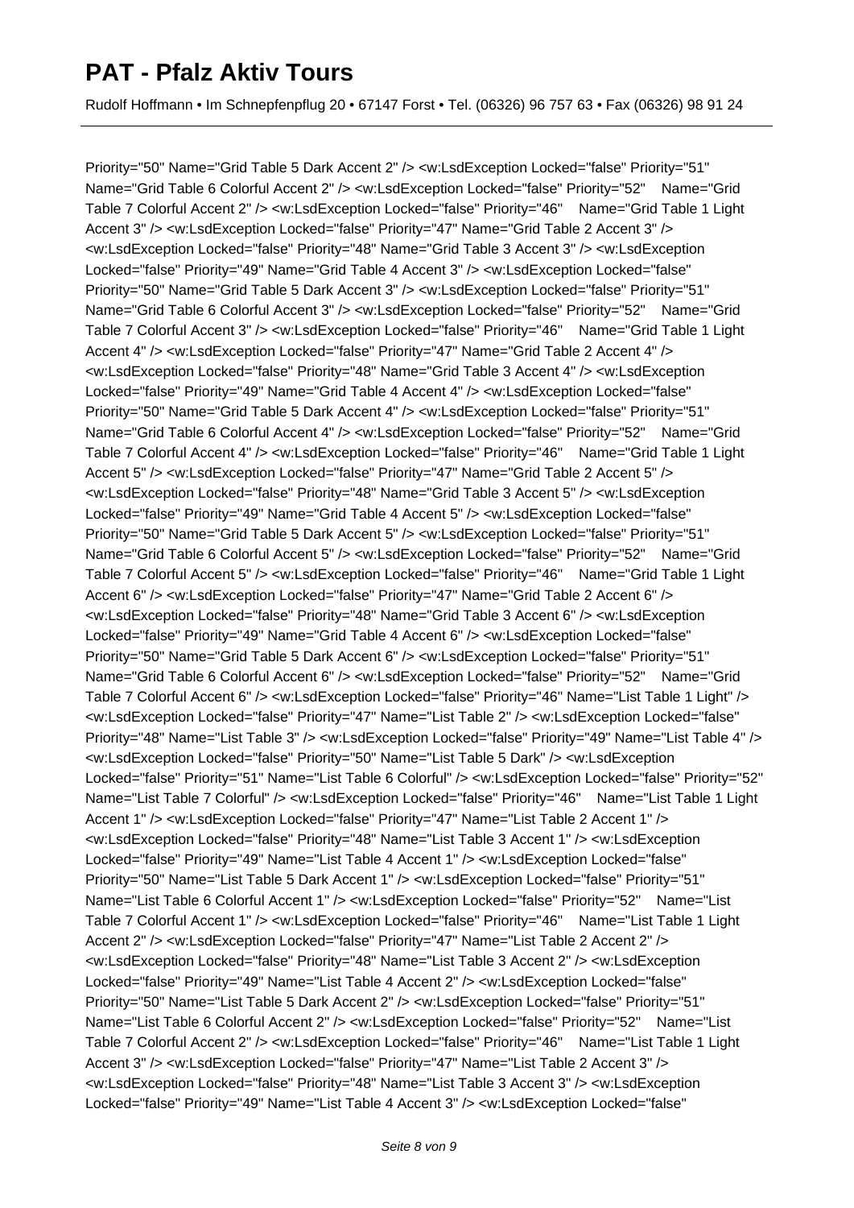Priority="50" Name="Grid Table 5 Dark Accent 2" /> <w:LsdException Locked="false" Priority="51" Name="Grid Table 6 Colorful Accent 2" /> <w:LsdException Locked="false" Priority="52" Name="Grid Table 7 Colorful Accent 2" /> <w:LsdException Locked="false" Priority="46" Name="Grid Table 1 Light Accent 3" /> <w:LsdException Locked="false" Priority="47" Name="Grid Table 2 Accent 3" /> <w:LsdException Locked="false" Priority="48" Name="Grid Table 3 Accent 3" /> <w:LsdException Locked="false" Priority="49" Name="Grid Table 4 Accent 3" /> <w:LsdException Locked="false" Priority="50" Name="Grid Table 5 Dark Accent 3" /> <w:LsdException Locked="false" Priority="51" Name="Grid Table 6 Colorful Accent 3" /> <w:LsdException Locked="false" Priority="52" Name="Grid Table 7 Colorful Accent 3" /> <w:LsdException Locked="false" Priority="46" Name="Grid Table 1 Light Accent 4" /> <w:LsdException Locked="false" Priority="47" Name="Grid Table 2 Accent 4" /> <w:LsdException Locked="false" Priority="48" Name="Grid Table 3 Accent 4" /> <w:LsdException Locked="false" Priority="49" Name="Grid Table 4 Accent 4" /> <w:LsdException Locked="false" Priority="50" Name="Grid Table 5 Dark Accent 4" /> <w:LsdException Locked="false" Priority="51" Name="Grid Table 6 Colorful Accent 4" /> <w:LsdException Locked="false" Priority="52" Name="Grid Table 7 Colorful Accent 4" /> <w:LsdException Locked="false" Priority="46" Name="Grid Table 1 Light Accent 5" /> <w:LsdException Locked="false" Priority="47" Name="Grid Table 2 Accent 5" /> <w:LsdException Locked="false" Priority="48" Name="Grid Table 3 Accent 5" /> <w:LsdException Locked="false" Priority="49" Name="Grid Table 4 Accent 5" /> <w:LsdException Locked="false" Priority="50" Name="Grid Table 5 Dark Accent 5" /> <w:LsdException Locked="false" Priority="51" Name="Grid Table 6 Colorful Accent 5" /> <w:LsdException Locked="false" Priority="52" Name="Grid Table 7 Colorful Accent 5" /> <w:LsdException Locked="false" Priority="46" Name="Grid Table 1 Light Accent 6" /> <w:LsdException Locked="false" Priority="47" Name="Grid Table 2 Accent 6" /> <w:LsdException Locked="false" Priority="48" Name="Grid Table 3 Accent 6" /> <w:LsdException Locked="false" Priority="49" Name="Grid Table 4 Accent 6" /> <w:LsdException Locked="false" Priority="50" Name="Grid Table 5 Dark Accent 6" /> <w:LsdException Locked="false" Priority="51" Name="Grid Table 6 Colorful Accent 6" /> <w:LsdException Locked="false" Priority="52" Name="Grid Table 7 Colorful Accent 6" /> <w:LsdException Locked="false" Priority="46" Name="List Table 1 Light" /> <w:LsdException Locked="false" Priority="47" Name="List Table 2" /> <w:LsdException Locked="false" Priority="48" Name="List Table 3" /> <w:LsdException Locked="false" Priority="49" Name="List Table 4" /> <w:LsdException Locked="false" Priority="50" Name="List Table 5 Dark" /> <w:LsdException Locked="false" Priority="51" Name="List Table 6 Colorful" /> <w:LsdException Locked="false" Priority="52" Name="List Table 7 Colorful" /> <w:LsdException Locked="false" Priority="46" Name="List Table 1 Light Accent 1" /> <w:LsdException Locked="false" Priority="47" Name="List Table 2 Accent 1" /> <w:LsdException Locked="false" Priority="48" Name="List Table 3 Accent 1" /> <w:LsdException Locked="false" Priority="49" Name="List Table 4 Accent 1" /> <w:LsdException Locked="false" Priority="50" Name="List Table 5 Dark Accent 1" /> <w:LsdException Locked="false" Priority="51" Name="List Table 6 Colorful Accent 1" /> <w:LsdException Locked="false" Priority="52" Name="List Table 7 Colorful Accent 1" /> <w:LsdException Locked="false" Priority="46" Name="List Table 1 Light Accent 2" /> <w:LsdException Locked="false" Priority="47" Name="List Table 2 Accent 2" /> <w:LsdException Locked="false" Priority="48" Name="List Table 3 Accent 2" /> <w:LsdException Locked="false" Priority="49" Name="List Table 4 Accent 2" /> <w:LsdException Locked="false" Priority="50" Name="List Table 5 Dark Accent 2" /> <w:LsdException Locked="false" Priority="51" Name="List Table 6 Colorful Accent 2" /> <w:LsdException Locked="false" Priority="52" Name="List Table 7 Colorful Accent 2" /> <w:LsdException Locked="false" Priority="46" Name="List Table 1 Light Accent 3" /> <w:LsdException Locked="false" Priority="47" Name="List Table 2 Accent 3" /> <w:LsdException Locked="false" Priority="48" Name="List Table 3 Accent 3" /> <w:LsdException Locked="false" Priority="49" Name="List Table 4 Accent 3" /> <w:LsdException Locked="false"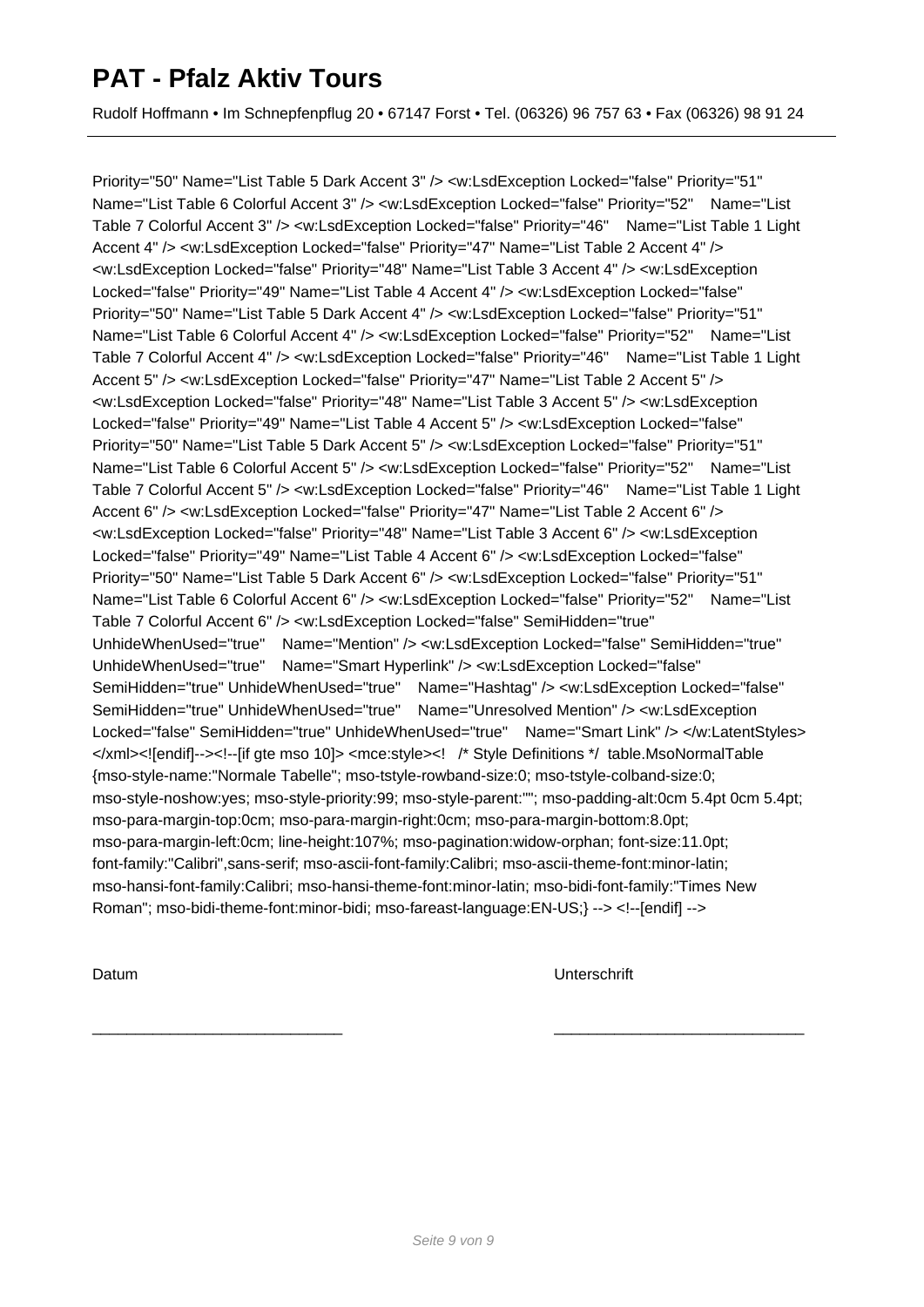# PAT - Pfalz Aktiv Tours

Rudolf Hoffmann • Im Schnepfenpflug 20 • 67147 Forst • Tel. (06326) 96 757 63 • Fax (06326) 98 91 24

---

Priority="50" Name="List Table 5 Dark Accent 3" /> <w:LsdException Locked="false" Priority="51" Name="List Table 6 Colorful Accent 3" /> <w:LsdException Locked="false" Priority="52"    Name="List Table 7 Colorful Accent 3" /> <w:LsdException Locked="false" Priority="46"    Name="List Table 1 Light Accent 4" /> <w:LsdException Locked="false" Priority="47" Name="List Table 2 Accent 4" /> <w:LsdException Locked="false" Priority="48" Name="List Table 3 Accent 4" /> <w:LsdException Locked="false" Priority="49" Name="List Table 4 Accent 4" /> <w:LsdException Locked="false" Priority="50" Name="List Table 5 Dark Accent 4" /> <w:LsdException Locked="false" Priority="51" Name="List Table 6 Colorful Accent 4" /> <w:LsdException Locked="false" Priority="52"    Name="List Table 7 Colorful Accent 4" /> <w:LsdException Locked="false" Priority="46"    Name="List Table 1 Light Accent 5" /> <w:LsdException Locked="false" Priority="47" Name="List Table 2 Accent 5" /> <w:LsdException Locked="false" Priority="48" Name="List Table 3 Accent 5" /> <w:LsdException Locked="false" Priority="49" Name="List Table 4 Accent 5" /> <w:LsdException Locked="false" Priority="50" Name="List Table 5 Dark Accent 5" /> <w:LsdException Locked="false" Priority="51" Name="List Table 6 Colorful Accent 5" /> <w:LsdException Locked="false" Priority="52"    Name="List Table 7 Colorful Accent 5" /> <w:LsdException Locked="false" Priority="46"    Name="List Table 1 Light Accent 6" /> <w:LsdException Locked="false" Priority="47" Name="List Table 2 Accent 6" /> <w:LsdException Locked="false" Priority="48" Name="List Table 3 Accent 6" /> <w:LsdException Locked="false" Priority="49" Name="List Table 4 Accent 6" /> <w:LsdException Locked="false" Priority="50" Name="List Table 5 Dark Accent 6" /> <w:LsdException Locked="false" Priority="51" Name="List Table 6 Colorful Accent 6" /> <w:LsdException Locked="false" Priority="52"    Name="List Table 7 Colorful Accent 6" /> <w:LsdException Locked="false" SemiHidden="true" UnhideWhenUsed="true"    Name="Mention" /> <w:LsdException Locked="false" SemiHidden="true" UnhideWhenUsed="true"    Name="Smart Hyperlink" /> <w:LsdException Locked="false" SemiHidden="true" UnhideWhenUsed="true"    Name="Hashtag" /> <w:LsdException Locked="false" SemiHidden="true" UnhideWhenUsed="true"    Name="Unresolved Mention" /> <w:LsdException Locked="false" SemiHidden="true" UnhideWhenUsed="true"    Name="Smart Link" /> </w:LatentStyles> </xml><![endif]--><!--[if gte mso 10]> <mce:style><!   /* Style Definitions */  table.MsoNormalTable {mso-style-name:"Normale Tabelle"; mso-tstyle-rowband-size:0; mso-tstyle-colband-size:0; mso-style-noshow:yes; mso-style-priority:99; mso-style-parent:""; mso-padding-alt:0cm 5.4pt 0cm 5.4pt; mso-para-margin-top:0cm; mso-para-margin-right:0cm; mso-para-margin-bottom:8.0pt; mso-para-margin-left:0cm; line-height:107%; mso-pagination:widow-orphan; font-size:11.0pt; font-family:"Calibri",sans-serif; mso-ascii-font-family:Calibri; mso-ascii-theme-font:minor-latin; mso-hansi-font-family:Calibri; mso-hansi-theme-font:minor-latin; mso-bidi-font-family:"Times New Roman"; mso-bidi-theme-font:minor-bidi; mso-fareast-language:EN-US;} --> <!--[endif] -->

| Datum | Unterschrift |
| --- | --- |
| _____________________________ | _____________________________ |